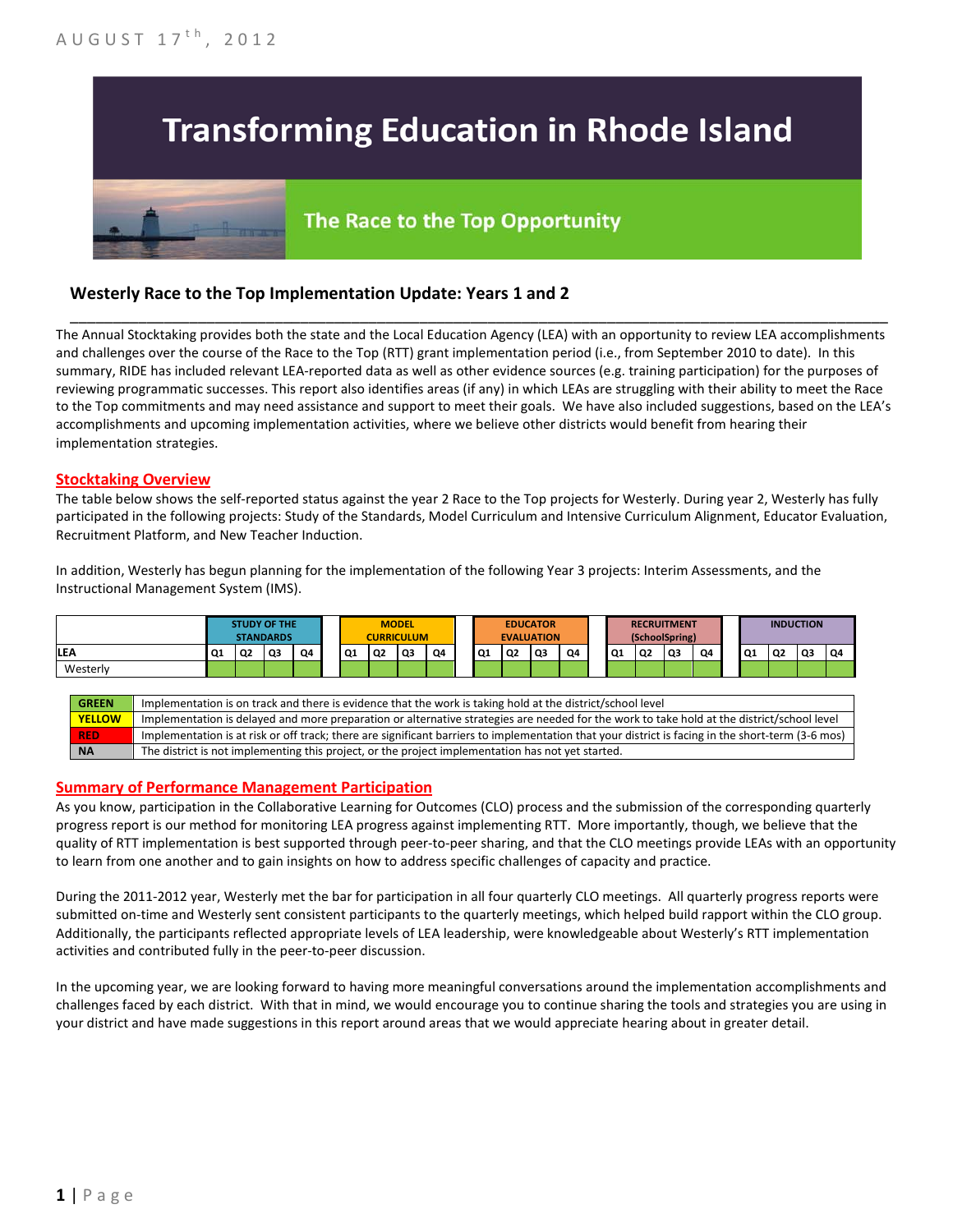AUGUST 17th, 2012

# Transforming Education in Rhode Island

## The Race to the Top Opportunity

### Westerly Race to the Top Implementation Update: Years 1 and 2

The Annual Stocktaking provides both the state and the Local Education Agency (LEA) with an opportunity to review LEA accomplishments and challenges over the course of the Race to the Top (RTT) grant implementation period (i.e., from September 2010 to date). In this summary, RIDE has included relevant LEA-reported data as well as other evidence sources (e.g. training participation) for the purposes of reviewing programmatic successes. This report also identifies areas (if any) in which LEAs are struggling with their ability to meet the Race to the Top commitments and may need assistance and support to meet their goals. We have also included suggestions, based on the LEA's accomplishments and upcoming implementation activities, where we believe other districts would benefit from hearing their implementation strategies.

#### Stocktaking Overview

The table below shows the self-reported status against the year 2 Race to the Top projects for Westerly. During year 2, Westerly has fully participated in the following projects: Study of the Standards, Model Curriculum and Intensive Curriculum Alignment, Educator Evaluation, Recruitment Platform, and New Teacher Induction.

In addition, Westerly has begun planning for the implementation of the following Year 3 projects: Interim Assessments, and the Instructional Management System (IMS).

| | STUDY OF THE STANDARDS | | | | MODEL CURRICULUM | | | | EDUCATOR EVALUATION | | | | RECRUITMENT (SchoolSpring) | | | | INDUCTION | | | |
|---|---|---|---|---|---|---|---|---|---|---|---|---|---|---|---|---|---|---|---|---|
| LEA | Q1 | Q2 | Q3 | Q4 | Q1 | Q2 | Q3 | Q4 | Q1 | Q2 | Q3 | Q4 | Q1 | Q2 | Q3 | Q4 | Q1 | Q2 | Q3 | Q4 |
| Westerly | Green | Green | Green | Green | Green | Green | Green | Green | Green | Green | Green | Green | Green | Green | Green | Green | Green | Green | Green | Green |

| | |
|---|---|
| GREEN | Implementation is on track and there is evidence that the work is taking hold at the district/school level |
| YELLOW | Implementation is delayed and more preparation or alternative strategies are needed for the work to take hold at the district/school level |
| RED | Implementation is at risk or off track; there are significant barriers to implementation that your district is facing in the short-term (3-6 mos) |
| NA | The district is not implementing this project, or the project implementation has not yet started. |

#### Summary of Performance Management Participation

As you know, participation in the Collaborative Learning for Outcomes (CLO) process and the submission of the corresponding quarterly progress report is our method for monitoring LEA progress against implementing RTT. More importantly, though, we believe that the quality of RTT implementation is best supported through peer-to-peer sharing, and that the CLO meetings provide LEAs with an opportunity to learn from one another and to gain insights on how to address specific challenges of capacity and practice.

During the 2011-2012 year, Westerly met the bar for participation in all four quarterly CLO meetings. All quarterly progress reports were submitted on-time and Westerly sent consistent participants to the quarterly meetings, which helped build rapport within the CLO group. Additionally, the participants reflected appropriate levels of LEA leadership, were knowledgeable about Westerly's RTT implementation activities and contributed fully in the peer-to-peer discussion.

In the upcoming year, we are looking forward to having more meaningful conversations around the implementation accomplishments and challenges faced by each district. With that in mind, we would encourage you to continue sharing the tools and strategies you are using in your district and have made suggestions in this report around areas that we would appreciate hearing about in greater detail.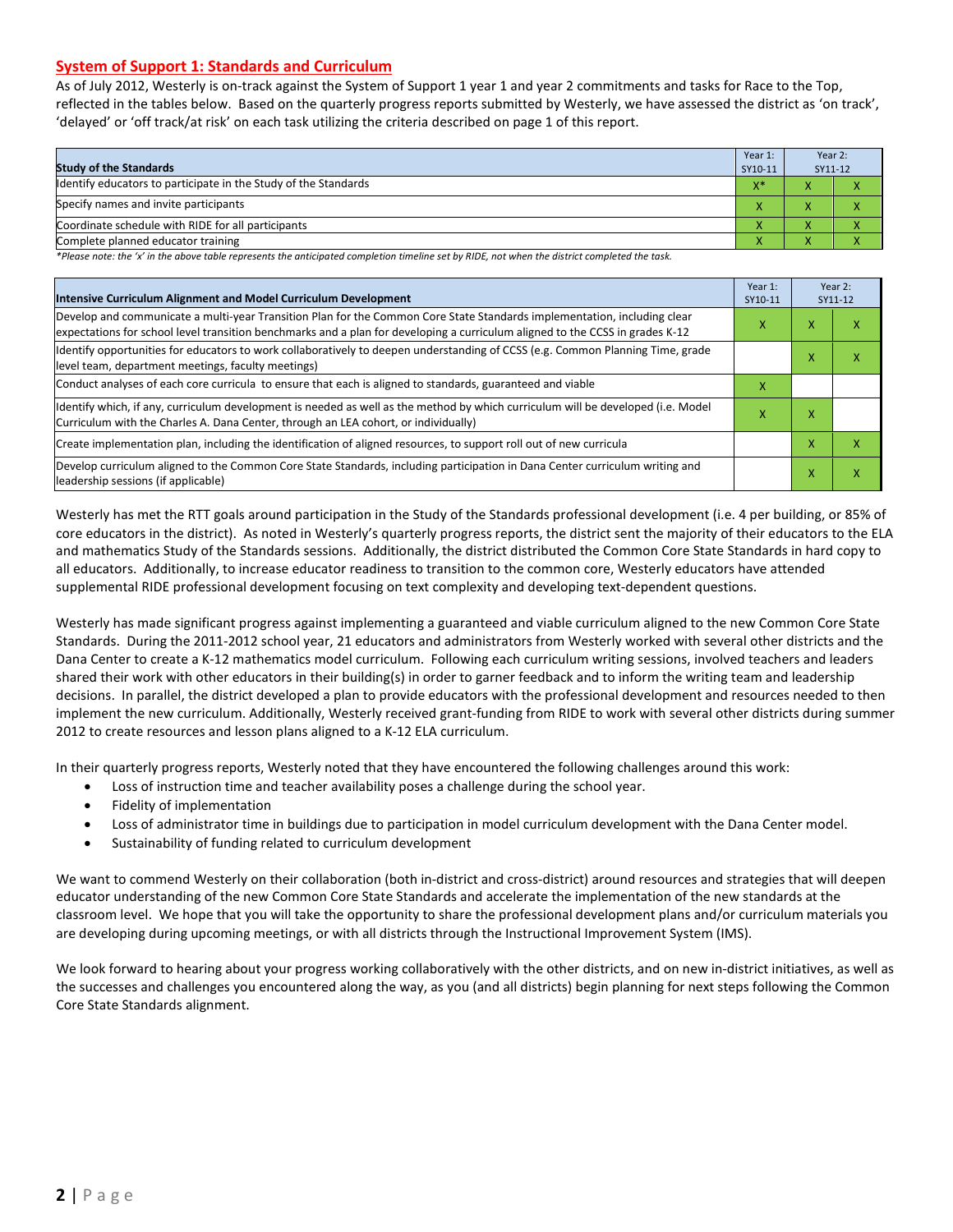## System of Support 1: Standards and Curriculum

As of July 2012, Westerly is on-track against the System of Support 1 year 1 and year 2 commitments and tasks for Race to the Top, reflected in the tables below. Based on the quarterly progress reports submitted by Westerly, we have assessed the district as 'on track', 'delayed' or 'off track/at risk' on each task utilizing the criteria described on page 1 of this report.

| Study of the Standards | Year 1: SY10-11 | Year 2: SY11-12 | |
|---|---|---|---|
| Identify educators to participate in the Study of the Standards | X* | X | X |
| Specify names and invite participants | X | X | X |
| Coordinate schedule with RIDE for all participants | X | X | X |
| Complete planned educator training | X | X | X |

*Please note: the 'x' in the above table represents the anticipated completion timeline set by RIDE, not when the district completed the task.

| Intensive Curriculum Alignment and Model Curriculum Development | Year 1: SY10-11 | Year 2: SY11-12 | |
|---|---|---|---|
| Develop and communicate a multi-year Transition Plan for the Common Core State Standards implementation, including clear expectations for school level transition benchmarks and a plan for developing a curriculum aligned to the CCSS in grades K-12 | X | X | X |
| Identify opportunities for educators to work collaboratively to deepen understanding of CCSS (e.g. Common Planning Time, grade level team, department meetings, faculty meetings) | | X | X |
| Conduct analyses of each core curricula to ensure that each is aligned to standards, guaranteed and viable | X | | |
| Identify which, if any, curriculum development is needed as well as the method by which curriculum will be developed (i.e. Model Curriculum with the Charles A. Dana Center, through an LEA cohort, or individually) | X | X | |
| Create implementation plan, including the identification of aligned resources, to support roll out of new curricula | | X | X |
| Develop curriculum aligned to the Common Core State Standards, including participation in Dana Center curriculum writing and leadership sessions (if applicable) | | X | X |

Westerly has met the RTT goals around participation in the Study of the Standards professional development (i.e. 4 per building, or 85% of core educators in the district). As noted in Westerly's quarterly progress reports, the district sent the majority of their educators to the ELA and mathematics Study of the Standards sessions. Additionally, the district distributed the Common Core State Standards in hard copy to all educators. Additionally, to increase educator readiness to transition to the common core, Westerly educators have attended supplemental RIDE professional development focusing on text complexity and developing text-dependent questions.

Westerly has made significant progress against implementing a guaranteed and viable curriculum aligned to the new Common Core State Standards. During the 2011-2012 school year, 21 educators and administrators from Westerly worked with several other districts and the Dana Center to create a K-12 mathematics model curriculum. Following each curriculum writing sessions, involved teachers and leaders shared their work with other educators in their building(s) in order to garner feedback and to inform the writing team and leadership decisions. In parallel, the district developed a plan to provide educators with the professional development and resources needed to then implement the new curriculum. Additionally, Westerly received grant-funding from RIDE to work with several other districts during summer 2012 to create resources and lesson plans aligned to a K-12 ELA curriculum.

In their quarterly progress reports, Westerly noted that they have encountered the following challenges around this work:

- Loss of instruction time and teacher availability poses a challenge during the school year.
- Fidelity of implementation
- Loss of administrator time in buildings due to participation in model curriculum development with the Dana Center model.
- Sustainability of funding related to curriculum development

We want to commend Westerly on their collaboration (both in-district and cross-district) around resources and strategies that will deepen educator understanding of the new Common Core State Standards and accelerate the implementation of the new standards at the classroom level. We hope that you will take the opportunity to share the professional development plans and/or curriculum materials you are developing during upcoming meetings, or with all districts through the Instructional Improvement System (IMS).

We look forward to hearing about your progress working collaboratively with the other districts, and on new in-district initiatives, as well as the successes and challenges you encountered along the way, as you (and all districts) begin planning for next steps following the Common Core State Standards alignment.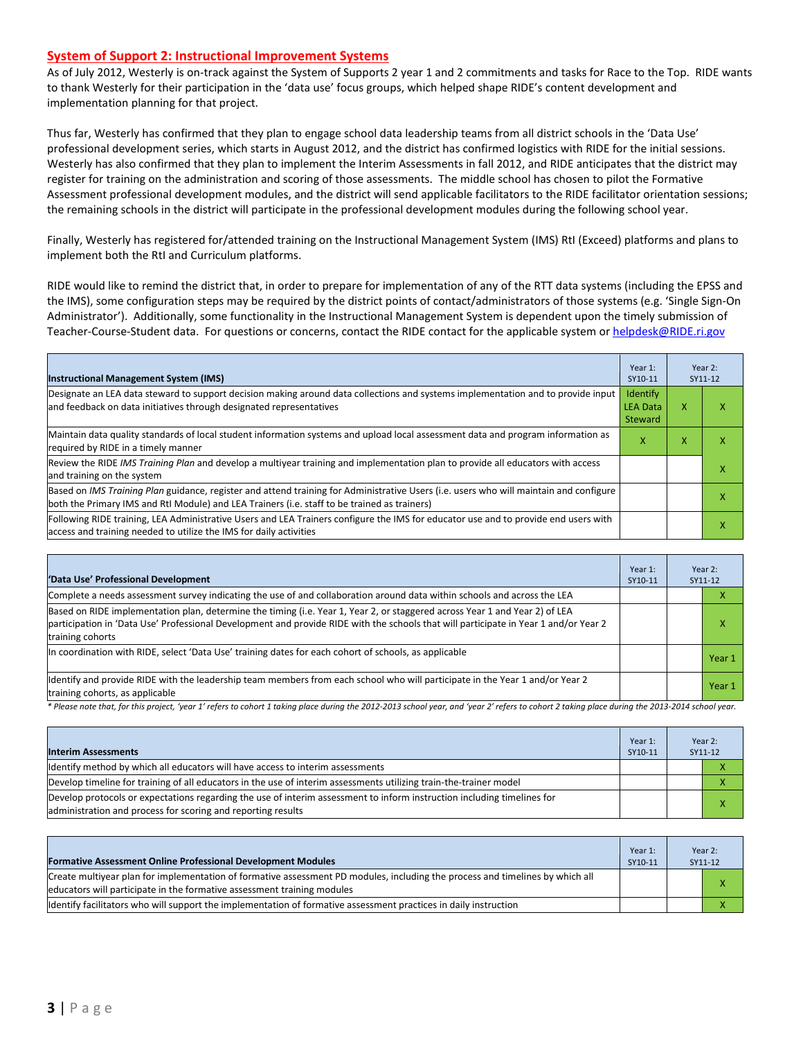## System of Support 2: Instructional Improvement Systems

As of July 2012, Westerly is on-track against the System of Supports 2 year 1 and 2 commitments and tasks for Race to the Top. RIDE wants to thank Westerly for their participation in the 'data use' focus groups, which helped shape RIDE's content development and implementation planning for that project.

Thus far, Westerly has confirmed that they plan to engage school data leadership teams from all district schools in the 'Data Use' professional development series, which starts in August 2012, and the district has confirmed logistics with RIDE for the initial sessions. Westerly has also confirmed that they plan to implement the Interim Assessments in fall 2012, and RIDE anticipates that the district may register for training on the administration and scoring of those assessments. The middle school has chosen to pilot the Formative Assessment professional development modules, and the district will send applicable facilitators to the RIDE facilitator orientation sessions; the remaining schools in the district will participate in the professional development modules during the following school year.

Finally, Westerly has registered for/attended training on the Instructional Management System (IMS) RtI (Exceed) platforms and plans to implement both the RtI and Curriculum platforms.

RIDE would like to remind the district that, in order to prepare for implementation of any of the RTT data systems (including the EPSS and the IMS), some configuration steps may be required by the district points of contact/administrators of those systems (e.g. 'Single Sign-On Administrator'). Additionally, some functionality in the Instructional Management System is dependent upon the timely submission of Teacher-Course-Student data. For questions or concerns, contact the RIDE contact for the applicable system or helpdesk@RIDE.ri.gov

| Instructional Management System (IMS) | Year 1: SY10-11 | Year 2: SY11-12 | |
|---|---|---|---|
| Designate an LEA data steward to support decision making around data collections and systems implementation and to provide input and feedback on data initiatives through designated representatives | Identify LEA Data Steward | X | X |
| Maintain data quality standards of local student information systems and upload local assessment data and program information as required by RIDE in a timely manner | X | X | X |
| Review the RIDE *IMS Training Plan* and develop a multiyear training and implementation plan to provide all educators with access and training on the system | | | X |
| Based on *IMS Training Plan* guidance, register and attend training for Administrative Users (i.e. users who will maintain and configure both the Primary IMS and RtI Module) and LEA Trainers (i.e. staff to be trained as trainers) | | | X |
| Following RIDE training, LEA Administrative Users and LEA Trainers configure the IMS for educator use and to provide end users with access and training needed to utilize the IMS for daily activities | | | X |

| 'Data Use' Professional Development | Year 1: SY10-11 | Year 2: SY11-12 | |
|---|---|---|---|
| Complete a needs assessment survey indicating the use of and collaboration around data within schools and across the LEA | | | X |
| Based on RIDE implementation plan, determine the timing (i.e. Year 1, Year 2, or staggered across Year 1 and Year 2) of LEA participation in 'Data Use' Professional Development and provide RIDE with the schools that will participate in Year 1 and/or Year 2 training cohorts | | | X |
| In coordination with RIDE, select 'Data Use' training dates for each cohort of schools, as applicable | | | Year 1 |
| Identify and provide RIDE with the leadership team members from each school who will participate in the Year 1 and/or Year 2 training cohorts, as applicable | | | Year 1 |

*\* Please note that, for this project, 'year 1' refers to cohort 1 taking place during the 2012-2013 school year, and 'year 2' refers to cohort 2 taking place during the 2013-2014 school year.*

| Interim Assessments | Year 1: SY10-11 | Year 2: SY11-12 | |
|---|---|---|---|
| Identify method by which all educators will have access to interim assessments | | | X |
| Develop timeline for training of all educators in the use of interim assessments utilizing train-the-trainer model | | | X |
| Develop protocols or expectations regarding the use of interim assessment to inform instruction including timelines for administration and process for scoring and reporting results | | | X |

| Formative Assessment Online Professional Development Modules | Year 1: SY10-11 | Year 2: SY11-12 | |
|---|---|---|---|
| Create multiyear plan for implementation of formative assessment PD modules, including the process and timelines by which all educators will participate in the formative assessment training modules | | | X |
| Identify facilitators who will support the implementation of formative assessment practices in daily instruction | | | X |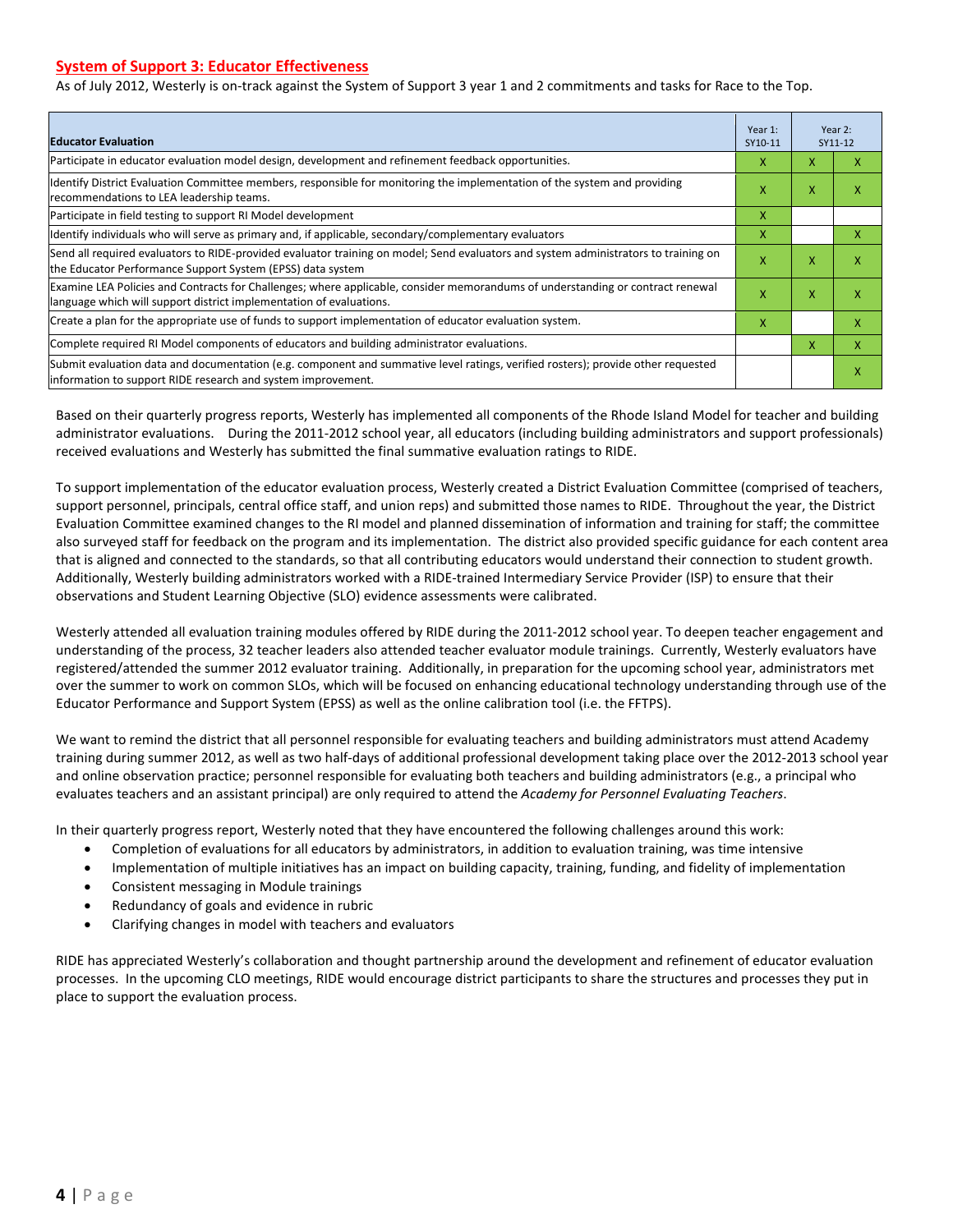## System of Support 3: Educator Effectiveness

As of July 2012, Westerly is on-track against the System of Support 3 year 1 and 2 commitments and tasks for Race to the Top.

| Educator Evaluation | Year 1: SY10-11 | Year 2: SY11-12 | |
|---|---|---|---|
| Participate in educator evaluation model design, development and refinement feedback opportunities. | X | X | X |
| Identify District Evaluation Committee members, responsible for monitoring the implementation of the system and providing recommendations to LEA leadership teams. | X | X | X |
| Participate in field testing to support RI Model development | X | | |
| Identify individuals who will serve as primary and, if applicable, secondary/complementary evaluators | X | | X |
| Send all required evaluators to RIDE-provided evaluator training on model; Send evaluators and system administrators to training on the Educator Performance Support System (EPSS) data system | X | X | X |
| Examine LEA Policies and Contracts for Challenges; where applicable, consider memorandums of understanding or contract renewal language which will support district implementation of evaluations. | X | X | X |
| Create a plan for the appropriate use of funds to support implementation of educator evaluation system. | X | | X |
| Complete required RI Model components of educators and building administrator evaluations. | | X | X |
| Submit evaluation data and documentation (e.g. component and summative level ratings, verified rosters); provide other requested information to support RIDE research and system improvement. | | | X |

Based on their quarterly progress reports, Westerly has implemented all components of the Rhode Island Model for teacher and building administrator evaluations. During the 2011-2012 school year, all educators (including building administrators and support professionals) received evaluations and Westerly has submitted the final summative evaluation ratings to RIDE.

To support implementation of the educator evaluation process, Westerly created a District Evaluation Committee (comprised of teachers, support personnel, principals, central office staff, and union reps) and submitted those names to RIDE. Throughout the year, the District Evaluation Committee examined changes to the RI model and planned dissemination of information and training for staff; the committee also surveyed staff for feedback on the program and its implementation. The district also provided specific guidance for each content area that is aligned and connected to the standards, so that all contributing educators would understand their connection to student growth. Additionally, Westerly building administrators worked with a RIDE-trained Intermediary Service Provider (ISP) to ensure that their observations and Student Learning Objective (SLO) evidence assessments were calibrated.

Westerly attended all evaluation training modules offered by RIDE during the 2011-2012 school year. To deepen teacher engagement and understanding of the process, 32 teacher leaders also attended teacher evaluator module trainings. Currently, Westerly evaluators have registered/attended the summer 2012 evaluator training. Additionally, in preparation for the upcoming school year, administrators met over the summer to work on common SLOs, which will be focused on enhancing educational technology understanding through use of the Educator Performance and Support System (EPSS) as well as the online calibration tool (i.e. the FFTPS).

We want to remind the district that all personnel responsible for evaluating teachers and building administrators must attend Academy training during summer 2012, as well as two half-days of additional professional development taking place over the 2012-2013 school year and online observation practice; personnel responsible for evaluating both teachers and building administrators (e.g., a principal who evaluates teachers and an assistant principal) are only required to attend the *Academy for Personnel Evaluating Teachers*.

In their quarterly progress report, Westerly noted that they have encountered the following challenges around this work:

- Completion of evaluations for all educators by administrators, in addition to evaluation training, was time intensive
- Implementation of multiple initiatives has an impact on building capacity, training, funding, and fidelity of implementation
- Consistent messaging in Module trainings
- Redundancy of goals and evidence in rubric
- Clarifying changes in model with teachers and evaluators

RIDE has appreciated Westerly's collaboration and thought partnership around the development and refinement of educator evaluation processes. In the upcoming CLO meetings, RIDE would encourage district participants to share the structures and processes they put in place to support the evaluation process.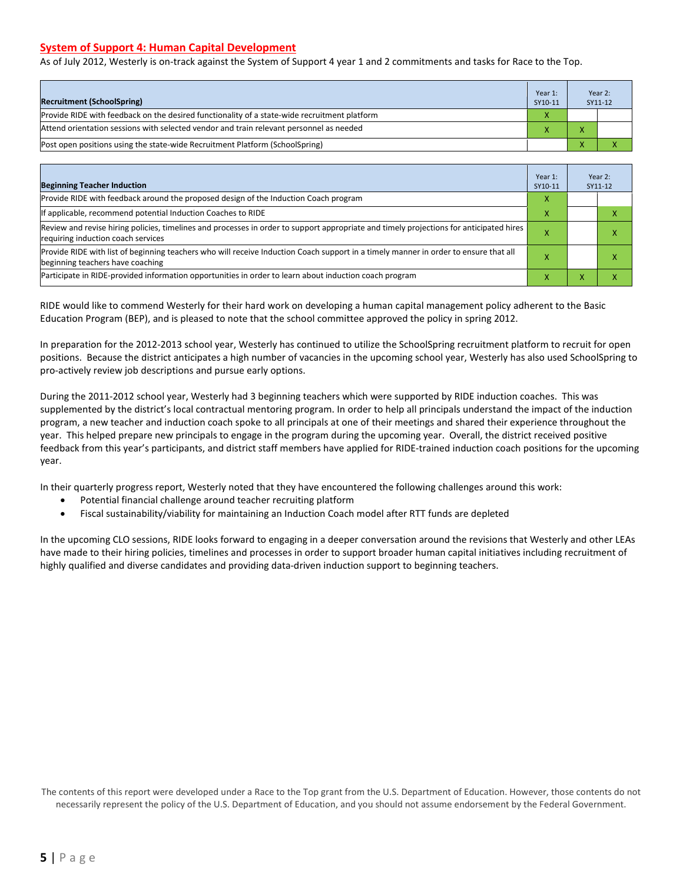## System of Support 4: Human Capital Development

As of July 2012, Westerly is on-track against the System of Support 4 year 1 and 2 commitments and tasks for Race to the Top.

| Recruitment (SchoolSpring) | Year 1: SY10-11 | Year 2: SY11-12 | |
|---|---|---|---|
| Provide RIDE with feedback on the desired functionality of a state-wide recruitment platform | X | | |
| Attend orientation sessions with selected vendor and train relevant personnel as needed | X | X | |
| Post open positions using the state-wide Recruitment Platform (SchoolSpring) | | X | X |

| Beginning Teacher Induction | Year 1: SY10-11 | Year 2: SY11-12 | |
|---|---|---|---|
| Provide RIDE with feedback around the proposed design of the Induction Coach program | X | | |
| If applicable, recommend potential Induction Coaches to RIDE | X | | X |
| Review and revise hiring policies, timelines and processes in order to support appropriate and timely projections for anticipated hires requiring induction coach services | X | | X |
| Provide RIDE with list of beginning teachers who will receive Induction Coach support in a timely manner in order to ensure that all beginning teachers have coaching | X | | X |
| Participate in RIDE-provided information opportunities in order to learn about induction coach program | X | X | X |

RIDE would like to commend Westerly for their hard work on developing a human capital management policy adherent to the Basic Education Program (BEP), and is pleased to note that the school committee approved the policy in spring 2012.

In preparation for the 2012-2013 school year, Westerly has continued to utilize the SchoolSpring recruitment platform to recruit for open positions. Because the district anticipates a high number of vacancies in the upcoming school year, Westerly has also used SchoolSpring to pro-actively review job descriptions and pursue early options.

During the 2011-2012 school year, Westerly had 3 beginning teachers which were supported by RIDE induction coaches. This was supplemented by the district's local contractual mentoring program. In order to help all principals understand the impact of the induction program, a new teacher and induction coach spoke to all principals at one of their meetings and shared their experience throughout the year. This helped prepare new principals to engage in the program during the upcoming year. Overall, the district received positive feedback from this year's participants, and district staff members have applied for RIDE-trained induction coach positions for the upcoming year.

In their quarterly progress report, Westerly noted that they have encountered the following challenges around this work:

- Potential financial challenge around teacher recruiting platform
- Fiscal sustainability/viability for maintaining an Induction Coach model after RTT funds are depleted

In the upcoming CLO sessions, RIDE looks forward to engaging in a deeper conversation around the revisions that Westerly and other LEAs have made to their hiring policies, timelines and processes in order to support broader human capital initiatives including recruitment of highly qualified and diverse candidates and providing data-driven induction support to beginning teachers.

The contents of this report were developed under a Race to the Top grant from the U.S. Department of Education. However, those contents do not necessarily represent the policy of the U.S. Department of Education, and you should not assume endorsement by the Federal Government.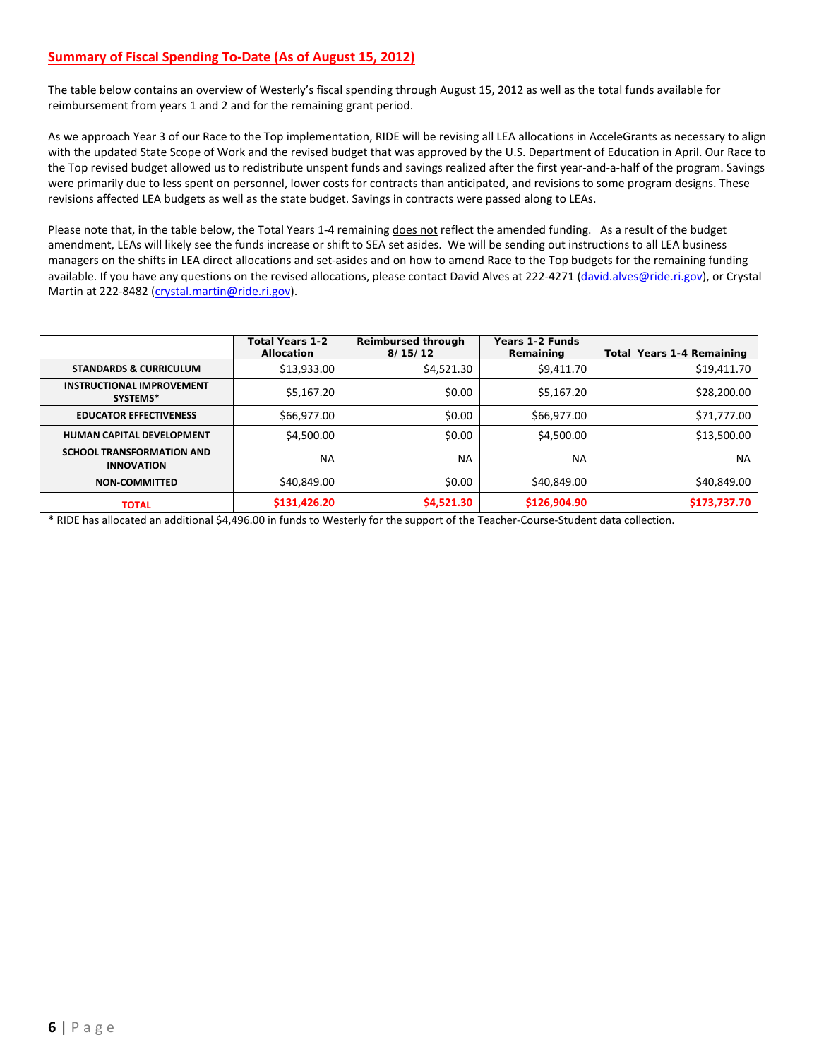## Summary of Fiscal Spending To-Date (As of August 15, 2012)

The table below contains an overview of Westerly's fiscal spending through August 15, 2012 as well as the total funds available for reimbursement from years 1 and 2 and for the remaining grant period.

As we approach Year 3 of our Race to the Top implementation, RIDE will be revising all LEA allocations in AcceleGrants as necessary to align with the updated State Scope of Work and the revised budget that was approved by the U.S. Department of Education in April. Our Race to the Top revised budget allowed us to redistribute unspent funds and savings realized after the first year-and-a-half of the program. Savings were primarily due to less spent on personnel, lower costs for contracts than anticipated, and revisions to some program designs. These revisions affected LEA budgets as well as the state budget. Savings in contracts were passed along to LEAs.

Please note that, in the table below, the Total Years 1-4 remaining does not reflect the amended funding. As a result of the budget amendment, LEAs will likely see the funds increase or shift to SEA set asides. We will be sending out instructions to all LEA business managers on the shifts in LEA direct allocations and set-asides and on how to amend Race to the Top budgets for the remaining funding available. If you have any questions on the revised allocations, please contact David Alves at 222-4271 (david.alves@ride.ri.gov), or Crystal Martin at 222-8482 (crystal.martin@ride.ri.gov).

| | Total Years 1-2 Allocation | Reimbursed through 8/15/12 | Years 1-2 Funds Remaining | Total Years 1-4 Remaining |
|---|---|---|---|---|
| STANDARDS & CURRICULUM | $13,933.00 | $4,521.30 | $9,411.70 | $19,411.70 |
| INSTRUCTIONAL IMPROVEMENT SYSTEMS* | $5,167.20 | $0.00 | $5,167.20 | $28,200.00 |
| EDUCATOR EFFECTIVENESS | $66,977.00 | $0.00 | $66,977.00 | $71,777.00 |
| HUMAN CAPITAL DEVELOPMENT | $4,500.00 | $0.00 | $4,500.00 | $13,500.00 |
| SCHOOL TRANSFORMATION AND INNOVATION | NA | NA | NA | NA |
| NON-COMMITTED | $40,849.00 | $0.00 | $40,849.00 | $40,849.00 |
| **TOTAL** | **$131,426.20** | **$4,521.30** | **$126,904.90** | **$173,737.70** |

* RIDE has allocated an additional $4,496.00 in funds to Westerly for the support of the Teacher-Course-Student data collection.